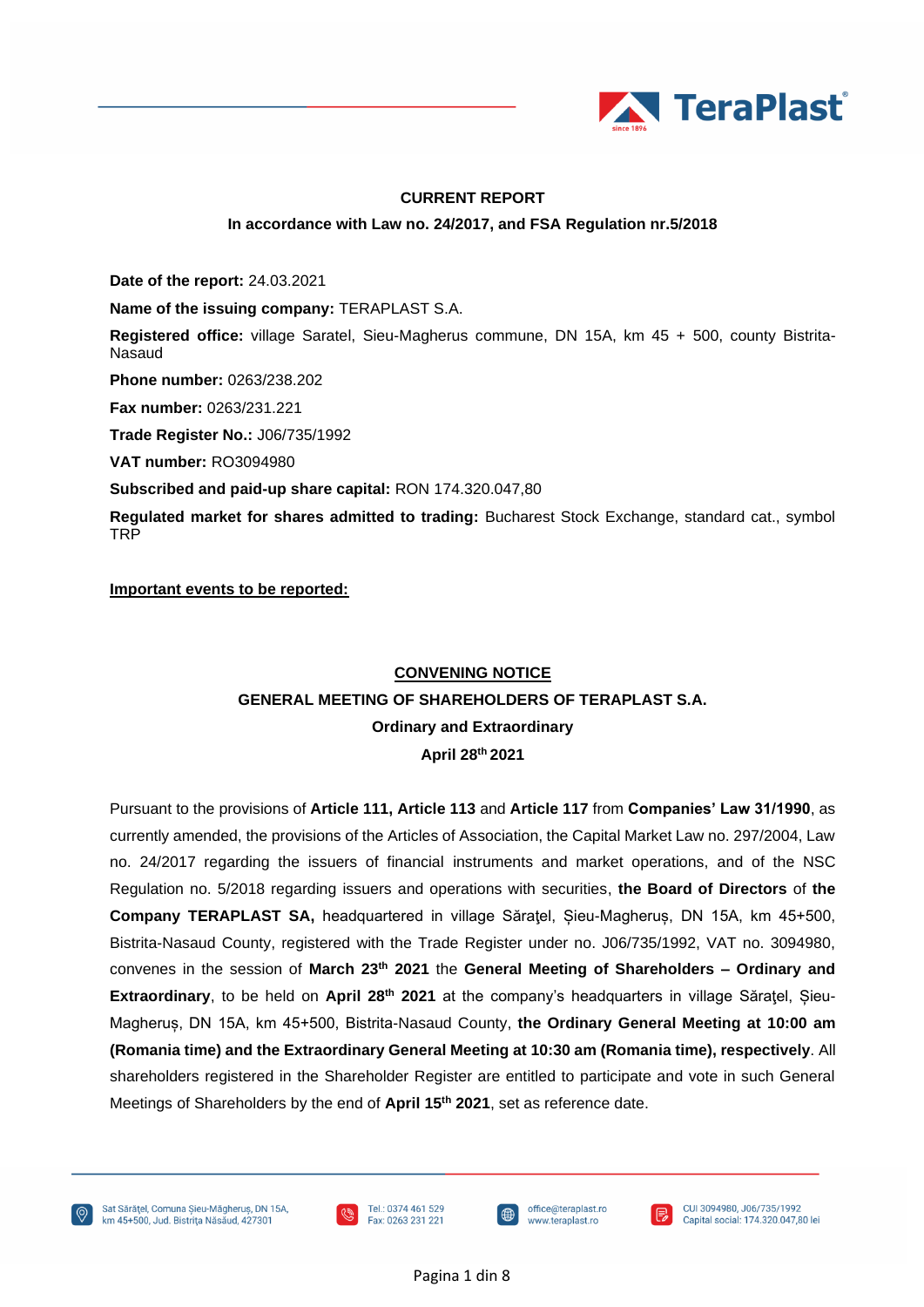**CURRENT REPORT**

**In accordance with Law no. 24/2017, and FSA Regulation nr.5/2018**

**Date of the report:** 24.03.2021

**Name of the issuing company:** TERAPLAST S.A.

**Registered office:** village Saratel, Sieu-Magherus commune, DN 15A, km 45 + 500, county Bistrita-Nasaud

**Phone number:** 0263/238.202

**Fax number:** 0263/231.221

**Trade Register No.:** J06/735/1992

**VAT number:** RO3094980

**Subscribed and paid-up share capital:** RON 174.320.047,80

**Regulated market for shares admitted to trading:** Bucharest Stock Exchange, standard cat., symbol TRP

**Important events to be reported:**

## CONVENING NOTICE

## GENERAL MEETING OF SHAREHOLDERS OF TERAPLAST S.A.

### Ordinary and Extraordinary

### April 28th 2021

Pursuant to the provisions of **Article 111, Article 113** and **Article 117** from **Companies' Law 31/1990**, as currently amended, the provisions of the Articles of Association, the Capital Market Law no. 297/2004, Law no. 24/2017 regarding the issuers of financial instruments and market operations, and of the NSC Regulation no. 5/2018 regarding issuers and operations with securities, **the Board of Directors** of **the Company TERAPLAST SA,** headquartered in village Sărațel, Șieu-Magheruș, DN 15A, km 45+500, Bistrita-Nasaud County, registered with the Trade Register under no. J06/735/1992, VAT no. 3094980, convenes in the session of **March 23th 2021** the **General Meeting of Shareholders – Ordinary and Extraordinary**, to be held on **April 28th 2021** at the company's headquarters in village Sărațel, Șieu-Magheruș, DN 15A, km 45+500, Bistrita-Nasaud County, **the Ordinary General Meeting at 10:00 am (Romania time) and the Extraordinary General Meeting at 10:30 am (Romania time), respectively**. All shareholders registered in the Shareholder Register are entitled to participate and vote in such General Meetings of Shareholders by the end of **April 15th 2021**, set as reference date.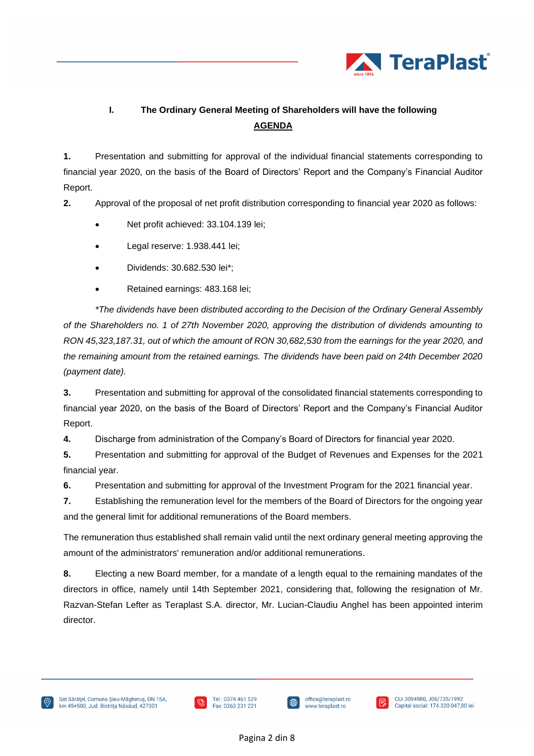## I. The Ordinary General Meeting of Shareholders will have the following

**AGENDA**

**1.** Presentation and submitting for approval of the individual financial statements corresponding to financial year 2020, on the basis of the Board of Directors' Report and the Company's Financial Auditor Report.

**2.** Approval of the proposal of net profit distribution corresponding to financial year 2020 as follows:

- Net profit achieved: 33.104.139 lei;
- Legal reserve: 1.938.441 lei;
- Dividends: 30.682.530 lei*;
- Retained earnings: 483.168 lei;

*\*The dividends have been distributed according to the Decision of the Ordinary General Assembly of the Shareholders no. 1 of 27th November 2020, approving the distribution of dividends amounting to RON 45,323,187.31, out of which the amount of RON 30,682,530 from the earnings for the year 2020, and the remaining amount from the retained earnings. The dividends have been paid on 24th December 2020 (payment date).*

**3.** Presentation and submitting for approval of the consolidated financial statements corresponding to financial year 2020, on the basis of the Board of Directors' Report and the Company's Financial Auditor Report.

**4.** Discharge from administration of the Company's Board of Directors for financial year 2020.

**5.** Presentation and submitting for approval of the Budget of Revenues and Expenses for the 2021 financial year.

**6.** Presentation and submitting for approval of the Investment Program for the 2021 financial year.

**7.** Establishing the remuneration level for the members of the Board of Directors for the ongoing year and the general limit for additional remunerations of the Board members.

The remuneration thus established shall remain valid until the next ordinary general meeting approving the amount of the administrators' remuneration and/or additional remunerations.

**8.** Electing a new Board member, for a mandate of a length equal to the remaining mandates of the directors in office, namely until 14th September 2021, considering that, following the resignation of Mr. Razvan-Stefan Lefter as Teraplast S.A. director, Mr. Lucian-Claudiu Anghel has been appointed interim director.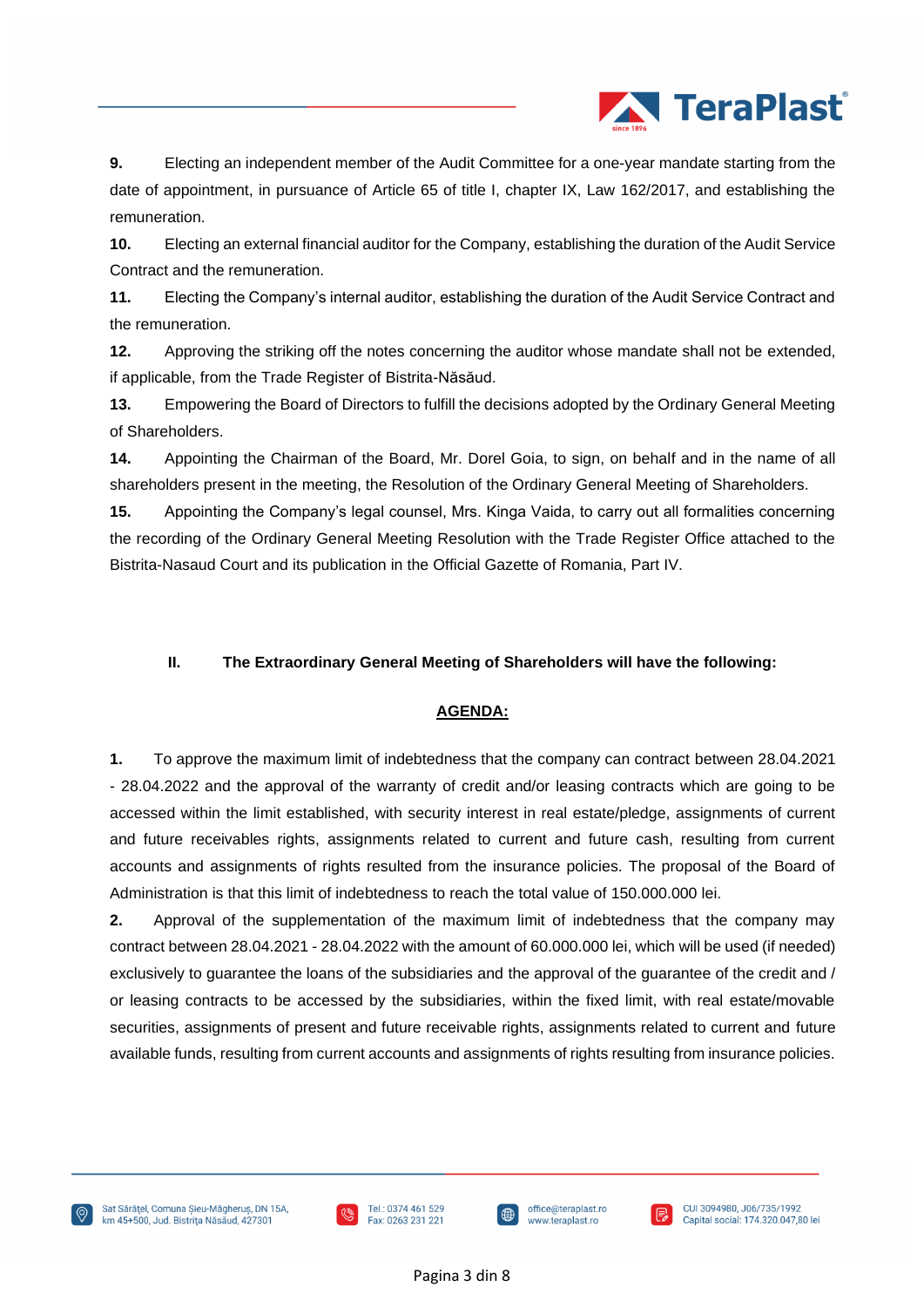**9.** Electing an independent member of the Audit Committee for a one-year mandate starting from the date of appointment, in pursuance of Article 65 of title I, chapter IX, Law 162/2017, and establishing the remuneration.

**10.** Electing an external financial auditor for the Company, establishing the duration of the Audit Service Contract and the remuneration.

**11.** Electing the Company's internal auditor, establishing the duration of the Audit Service Contract and the remuneration.

**12.** Approving the striking off the notes concerning the auditor whose mandate shall not be extended, if applicable, from the Trade Register of Bistrita-Năsăud.

**13.** Empowering the Board of Directors to fulfill the decisions adopted by the Ordinary General Meeting of Shareholders.

**14.** Appointing the Chairman of the Board, Mr. Dorel Goia, to sign, on behalf and in the name of all shareholders present in the meeting, the Resolution of the Ordinary General Meeting of Shareholders.

**15.** Appointing the Company's legal counsel, Mrs. Kinga Vaida, to carry out all formalities concerning the recording of the Ordinary General Meeting Resolution with the Trade Register Office attached to the Bistrita-Nasaud Court and its publication in the Official Gazette of Romania, Part IV.

## II. The Extraordinary General Meeting of Shareholders will have the following:

**AGENDA:**

**1.** To approve the maximum limit of indebtedness that the company can contract between 28.04.2021 - 28.04.2022 and the approval of the warranty of credit and/or leasing contracts which are going to be accessed within the limit established, with security interest in real estate/pledge, assignments of current and future receivables rights, assignments related to current and future cash, resulting from current accounts and assignments of rights resulted from the insurance policies. The proposal of the Board of Administration is that this limit of indebtedness to reach the total value of 150.000.000 lei.

**2.** Approval of the supplementation of the maximum limit of indebtedness that the company may contract between 28.04.2021 - 28.04.2022 with the amount of 60.000.000 lei, which will be used (if needed) exclusively to guarantee the loans of the subsidiaries and the approval of the guarantee of the credit and / or leasing contracts to be accessed by the subsidiaries, within the fixed limit, with real estate/movable securities, assignments of present and future receivable rights, assignments related to current and future available funds, resulting from current accounts and assignments of rights resulting from insurance policies.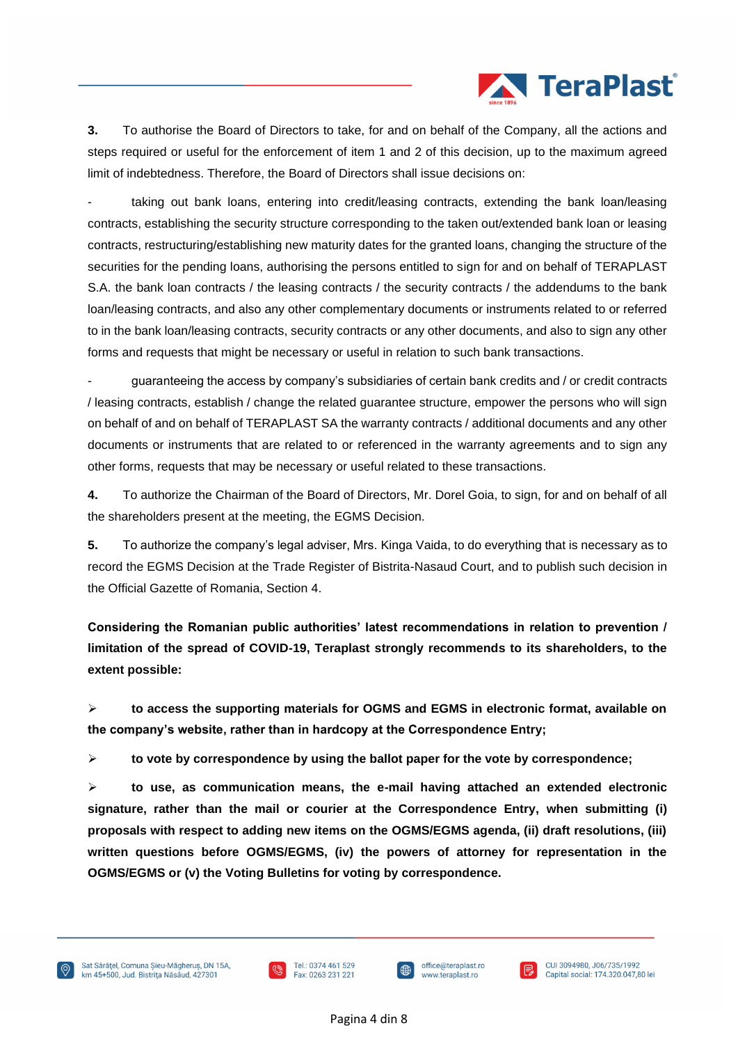**3.** To authorise the Board of Directors to take, for and on behalf of the Company, all the actions and steps required or useful for the enforcement of item 1 and 2 of this decision, up to the maximum agreed limit of indebtedness. Therefore, the Board of Directors shall issue decisions on:

- taking out bank loans, entering into credit/leasing contracts, extending the bank loan/leasing contracts, establishing the security structure corresponding to the taken out/extended bank loan or leasing contracts, restructuring/establishing new maturity dates for the granted loans, changing the structure of the securities for the pending loans, authorising the persons entitled to sign for and on behalf of TERAPLAST S.A. the bank loan contracts / the leasing contracts / the security contracts / the addendums to the bank loan/leasing contracts, and also any other complementary documents or instruments related to or referred to in the bank loan/leasing contracts, security contracts or any other documents, and also to sign any other forms and requests that might be necessary or useful in relation to such bank transactions.

- guaranteeing the access by company's subsidiaries of certain bank credits and / or credit contracts / leasing contracts, establish / change the related guarantee structure, empower the persons who will sign on behalf of and on behalf of TERAPLAST SA the warranty contracts / additional documents and any other documents or instruments that are related to or referenced in the warranty agreements and to sign any other forms, requests that may be necessary or useful related to these transactions.

**4.** To authorize the Chairman of the Board of Directors, Mr. Dorel Goia, to sign, for and on behalf of all the shareholders present at the meeting, the EGMS Decision.

**5.** To authorize the company's legal adviser, Mrs. Kinga Vaida, to do everything that is necessary as to record the EGMS Decision at the Trade Register of Bistrita-Nasaud Court, and to publish such decision in the Official Gazette of Romania, Section 4.

**Considering the Romanian public authorities' latest recommendations in relation to prevention / limitation of the spread of COVID-19, Teraplast strongly recommends to its shareholders, to the extent possible:**

- **to access the supporting materials for OGMS and EGMS in electronic format, available on the company's website, rather than in hardcopy at the Correspondence Entry;**
- **to vote by correspondence by using the ballot paper for the vote by correspondence;**
- **to use, as communication means, the e-mail having attached an extended electronic signature, rather than the mail or courier at the Correspondence Entry, when submitting (i) proposals with respect to adding new items on the OGMS/EGMS agenda, (ii) draft resolutions, (iii) written questions before OGMS/EGMS, (iv) the powers of attorney for representation in the OGMS/EGMS or (v) the Voting Bulletins for voting by correspondence.**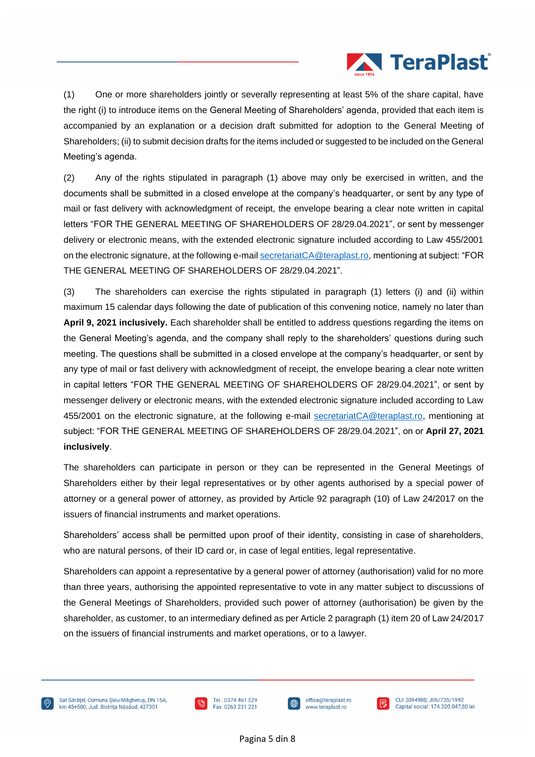(1) One or more shareholders jointly or severally representing at least 5% of the share capital, have the right (i) to introduce items on the General Meeting of Shareholders' agenda, provided that each item is accompanied by an explanation or a decision draft submitted for adoption to the General Meeting of Shareholders; (ii) to submit decision drafts for the items included or suggested to be included on the General Meeting's agenda.

(2) Any of the rights stipulated in paragraph (1) above may only be exercised in written, and the documents shall be submitted in a closed envelope at the company's headquarter, or sent by any type of mail or fast delivery with acknowledgment of receipt, the envelope bearing a clear note written in capital letters "FOR THE GENERAL MEETING OF SHAREHOLDERS OF 28/29.04.2021", or sent by messenger delivery or electronic means, with the extended electronic signature included according to Law 455/2001 on the electronic signature, at the following e-mail secretariatCA@teraplast.ro, mentioning at subject: "FOR THE GENERAL MEETING OF SHAREHOLDERS OF 28/29.04.2021".

(3) The shareholders can exercise the rights stipulated in paragraph (1) letters (i) and (ii) within maximum 15 calendar days following the date of publication of this convening notice, namely no later than **April 9, 2021 inclusively.** Each shareholder shall be entitled to address questions regarding the items on the General Meeting's agenda, and the company shall reply to the shareholders' questions during such meeting. The questions shall be submitted in a closed envelope at the company's headquarter, or sent by any type of mail or fast delivery with acknowledgment of receipt, the envelope bearing a clear note written in capital letters "FOR THE GENERAL MEETING OF SHAREHOLDERS OF 28/29.04.2021", or sent by messenger delivery or electronic means, with the extended electronic signature included according to Law 455/2001 on the electronic signature, at the following e-mail secretariatCA@teraplast.ro, mentioning at subject: "FOR THE GENERAL MEETING OF SHAREHOLDERS OF 28/29.04.2021", on or **April 27, 2021 inclusively**.

The shareholders can participate in person or they can be represented in the General Meetings of Shareholders either by their legal representatives or by other agents authorised by a special power of attorney or a general power of attorney, as provided by Article 92 paragraph (10) of Law 24/2017 on the issuers of financial instruments and market operations.

Shareholders' access shall be permitted upon proof of their identity, consisting in case of shareholders, who are natural persons, of their ID card or, in case of legal entities, legal representative.

Shareholders can appoint a representative by a general power of attorney (authorisation) valid for no more than three years, authorising the appointed representative to vote in any matter subject to discussions of the General Meetings of Shareholders, provided such power of attorney (authorisation) be given by the shareholder, as customer, to an intermediary defined as per Article 2 paragraph (1) item 20 of Law 24/2017 on the issuers of financial instruments and market operations, or to a lawyer.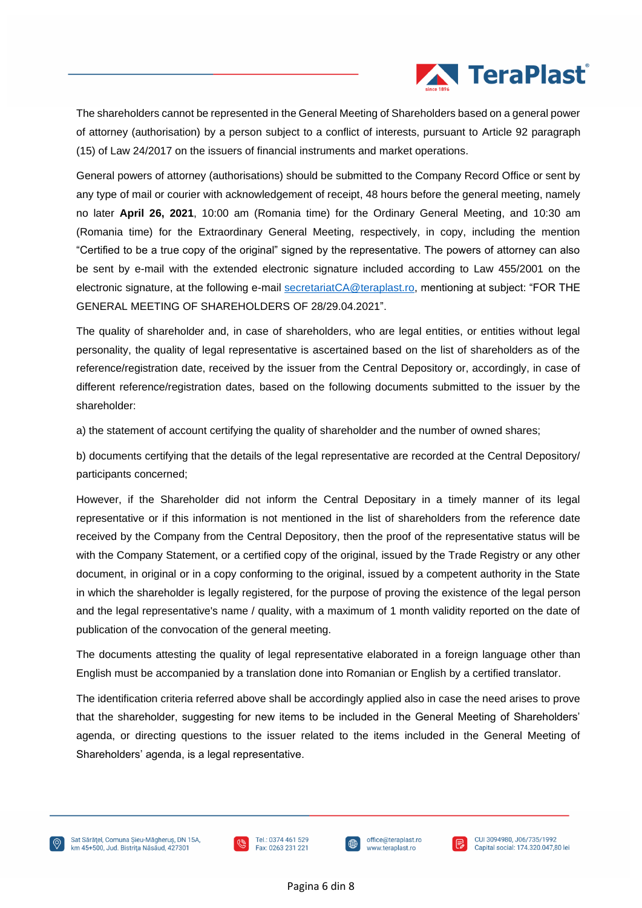The shareholders cannot be represented in the General Meeting of Shareholders based on a general power of attorney (authorisation) by a person subject to a conflict of interests, pursuant to Article 92 paragraph (15) of Law 24/2017 on the issuers of financial instruments and market operations.

General powers of attorney (authorisations) should be submitted to the Company Record Office or sent by any type of mail or courier with acknowledgement of receipt, 48 hours before the general meeting, namely no later **April 26, 2021**, 10:00 am (Romania time) for the Ordinary General Meeting, and 10:30 am (Romania time) for the Extraordinary General Meeting, respectively, in copy, including the mention "Certified to be a true copy of the original" signed by the representative. The powers of attorney can also be sent by e-mail with the extended electronic signature included according to Law 455/2001 on the electronic signature, at the following e-mail secretariatCA@teraplast.ro, mentioning at subject: "FOR THE GENERAL MEETING OF SHAREHOLDERS OF 28/29.04.2021".

The quality of shareholder and, in case of shareholders, who are legal entities, or entities without legal personality, the quality of legal representative is ascertained based on the list of shareholders as of the reference/registration date, received by the issuer from the Central Depository or, accordingly, in case of different reference/registration dates, based on the following documents submitted to the issuer by the shareholder:

a) the statement of account certifying the quality of shareholder and the number of owned shares;

b) documents certifying that the details of the legal representative are recorded at the Central Depository/ participants concerned;

However, if the Shareholder did not inform the Central Depositary in a timely manner of its legal representative or if this information is not mentioned in the list of shareholders from the reference date received by the Company from the Central Depository, then the proof of the representative status will be with the Company Statement, or a certified copy of the original, issued by the Trade Registry or any other document, in original or in a copy conforming to the original, issued by a competent authority in the State in which the shareholder is legally registered, for the purpose of proving the existence of the legal person and the legal representative's name / quality, with a maximum of 1 month validity reported on the date of publication of the convocation of the general meeting.

The documents attesting the quality of legal representative elaborated in a foreign language other than English must be accompanied by a translation done into Romanian or English by a certified translator.

The identification criteria referred above shall be accordingly applied also in case the need arises to prove that the shareholder, suggesting for new items to be included in the General Meeting of Shareholders' agenda, or directing questions to the issuer related to the items included in the General Meeting of Shareholders' agenda, is a legal representative.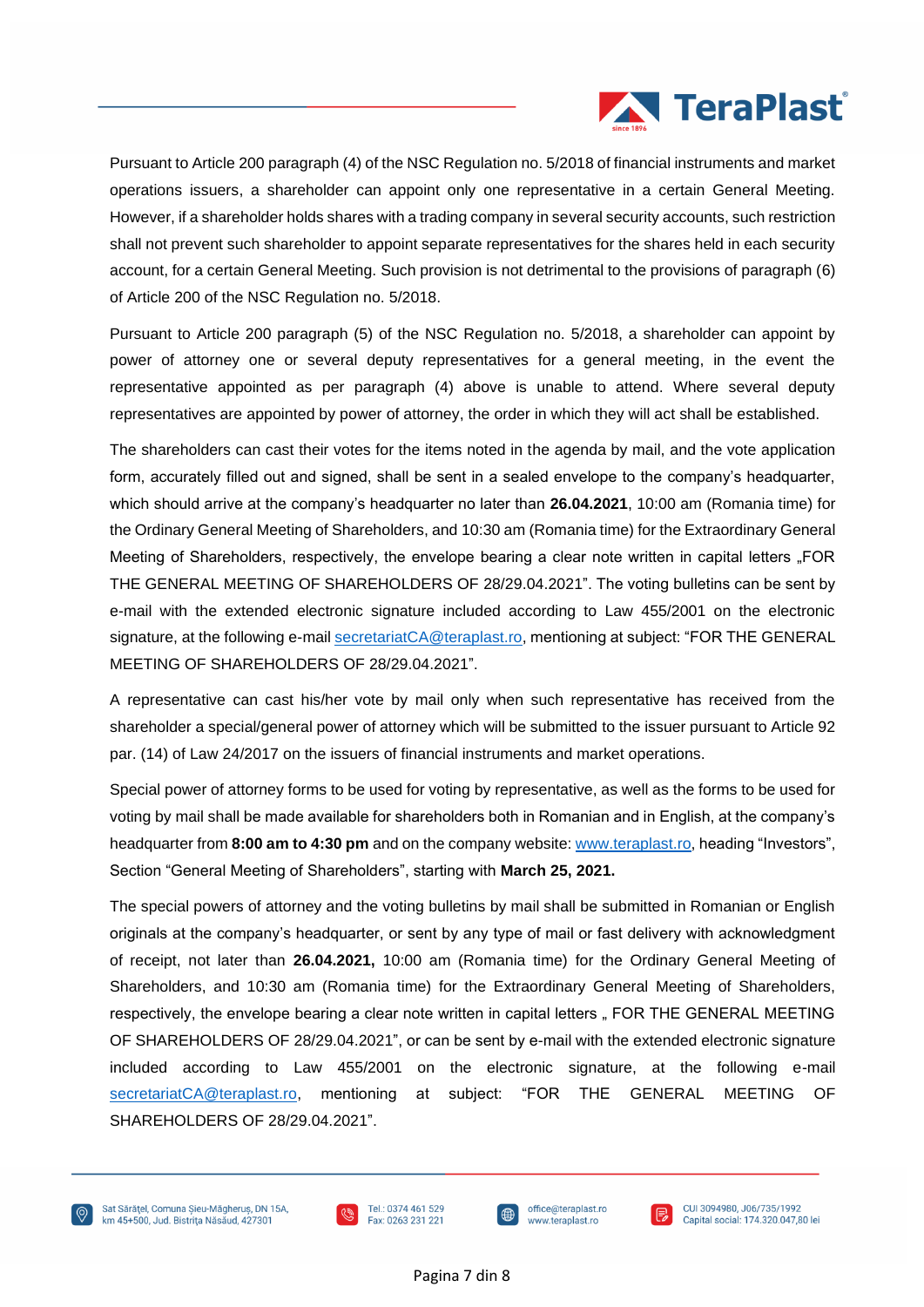Pursuant to Article 200 paragraph (4) of the NSC Regulation no. 5/2018 of financial instruments and market operations issuers, a shareholder can appoint only one representative in a certain General Meeting. However, if a shareholder holds shares with a trading company in several security accounts, such restriction shall not prevent such shareholder to appoint separate representatives for the shares held in each security account, for a certain General Meeting. Such provision is not detrimental to the provisions of paragraph (6) of Article 200 of the NSC Regulation no. 5/2018.

Pursuant to Article 200 paragraph (5) of the NSC Regulation no. 5/2018, a shareholder can appoint by power of attorney one or several deputy representatives for a general meeting, in the event the representative appointed as per paragraph (4) above is unable to attend. Where several deputy representatives are appointed by power of attorney, the order in which they will act shall be established.

The shareholders can cast their votes for the items noted in the agenda by mail, and the vote application form, accurately filled out and signed, shall be sent in a sealed envelope to the company's headquarter, which should arrive at the company's headquarter no later than **26.04.2021**, 10:00 am (Romania time) for the Ordinary General Meeting of Shareholders, and 10:30 am (Romania time) for the Extraordinary General Meeting of Shareholders, respectively, the envelope bearing a clear note written in capital letters „FOR THE GENERAL MEETING OF SHAREHOLDERS OF 28/29.04.2021". The voting bulletins can be sent by e-mail with the extended electronic signature included according to Law 455/2001 on the electronic signature, at the following e-mail secretariatCA@teraplast.ro, mentioning at subject: "FOR THE GENERAL MEETING OF SHAREHOLDERS OF 28/29.04.2021".

A representative can cast his/her vote by mail only when such representative has received from the shareholder a special/general power of attorney which will be submitted to the issuer pursuant to Article 92 par. (14) of Law 24/2017 on the issuers of financial instruments and market operations.

Special power of attorney forms to be used for voting by representative, as well as the forms to be used for voting by mail shall be made available for shareholders both in Romanian and in English, at the company's headquarter from **8:00 am to 4:30 pm** and on the company website: www.teraplast.ro, heading "Investors", Section "General Meeting of Shareholders", starting with **March 25, 2021.**

The special powers of attorney and the voting bulletins by mail shall be submitted in Romanian or English originals at the company's headquarter, or sent by any type of mail or fast delivery with acknowledgment of receipt, not later than **26.04.2021,** 10:00 am (Romania time) for the Ordinary General Meeting of Shareholders, and 10:30 am (Romania time) for the Extraordinary General Meeting of Shareholders, respectively, the envelope bearing a clear note written in capital letters „ FOR THE GENERAL MEETING OF SHAREHOLDERS OF 28/29.04.2021", or can be sent by e-mail with the extended electronic signature included according to Law 455/2001 on the electronic signature, at the following e-mail secretariatCA@teraplast.ro, mentioning at subject: "FOR THE GENERAL MEETING OF SHAREHOLDERS OF 28/29.04.2021".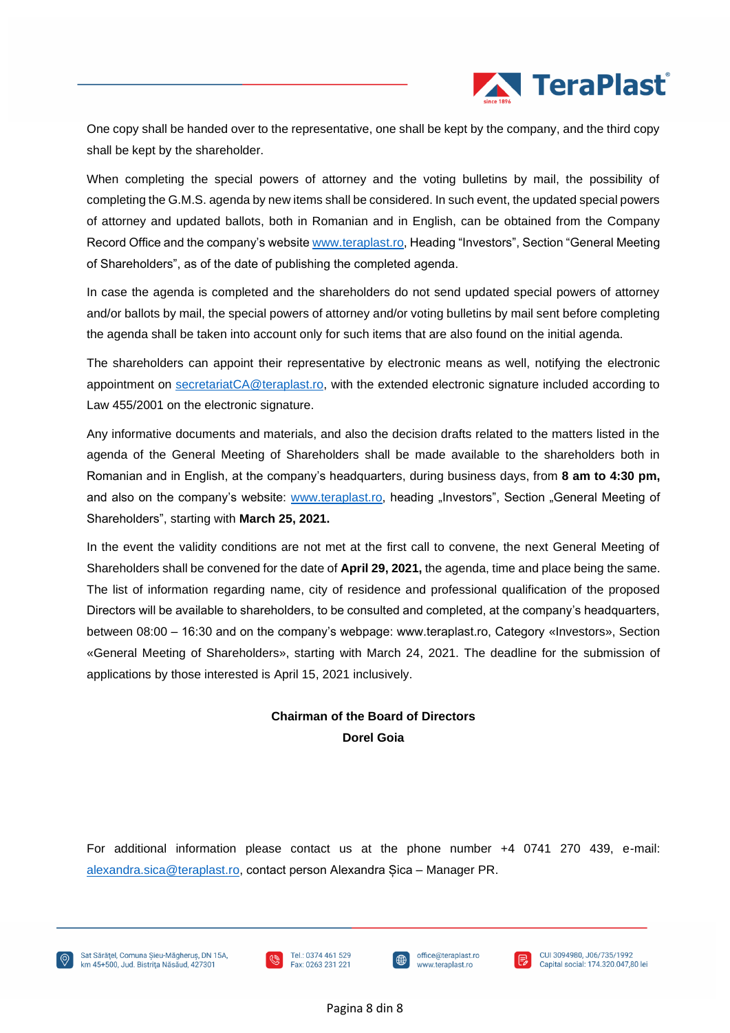One copy shall be handed over to the representative, one shall be kept by the company, and the third copy shall be kept by the shareholder.

When completing the special powers of attorney and the voting bulletins by mail, the possibility of completing the G.M.S. agenda by new items shall be considered. In such event, the updated special powers of attorney and updated ballots, both in Romanian and in English, can be obtained from the Company Record Office and the company's website www.teraplast.ro, Heading "Investors", Section "General Meeting of Shareholders", as of the date of publishing the completed agenda.

In case the agenda is completed and the shareholders do not send updated special powers of attorney and/or ballots by mail, the special powers of attorney and/or voting bulletins by mail sent before completing the agenda shall be taken into account only for such items that are also found on the initial agenda.

The shareholders can appoint their representative by electronic means as well, notifying the electronic appointment on secretariatCA@teraplast.ro, with the extended electronic signature included according to Law 455/2001 on the electronic signature.

Any informative documents and materials, and also the decision drafts related to the matters listed in the agenda of the General Meeting of Shareholders shall be made available to the shareholders both in Romanian and in English, at the company's headquarters, during business days, from **8 am to 4:30 pm,** and also on the company's website: www.teraplast.ro, heading „Investors", Section „General Meeting of Shareholders", starting with **March 25, 2021.**

In the event the validity conditions are not met at the first call to convene, the next General Meeting of Shareholders shall be convened for the date of **April 29, 2021,** the agenda, time and place being the same. The list of information regarding name, city of residence and professional qualification of the proposed Directors will be available to shareholders, to be consulted and completed, at the company's headquarters, between 08:00 – 16:30 and on the company's webpage: www.teraplast.ro, Category «Investors», Section «General Meeting of Shareholders», starting with March 24, 2021. The deadline for the submission of applications by those interested is April 15, 2021 inclusively.

**Chairman of the Board of Directors**
**Dorel Goia**

For additional information please contact us at the phone number +4 0741 270 439, e-mail: alexandra.sica@teraplast.ro, contact person Alexandra Șica – Manager PR.